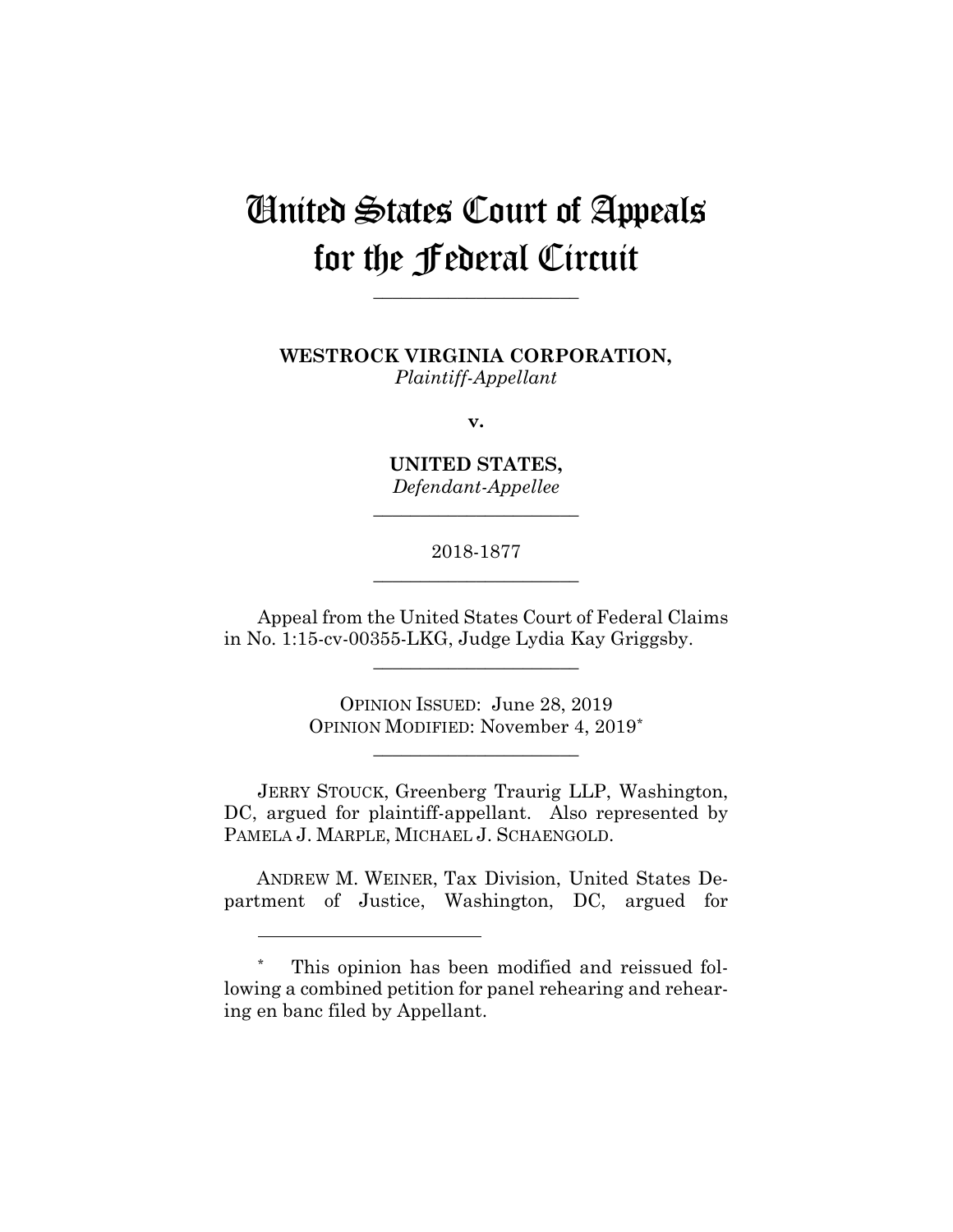# United States Court of Appeals for the Federal Circuit

______________________

**WESTROCK VIRGINIA CORPORATION,**
*Plaintiff-Appellant*

**v.**

**UNITED STATES,**
*Defendant-Appellee*

______________________

2018-1877

______________________

Appeal from the United States Court of Federal Claims in No. 1:15-cv-00355-LKG, Judge Lydia Kay Griggsby.

______________________

OPINION ISSUED: June 28, 2019
OPINION MODIFIED: November 4, 2019*

______________________

JERRY STOUCK, Greenberg Traurig LLP, Washington, DC, argued for plaintiff-appellant. Also represented by PAMELA J. MARPLE, MICHAEL J. SCHAENGOLD.

ANDREW M. WEINER, Tax Division, United States Department of Justice, Washington, DC, argued for

---

* This opinion has been modified and reissued following a combined petition for panel rehearing and rehearing en banc filed by Appellant.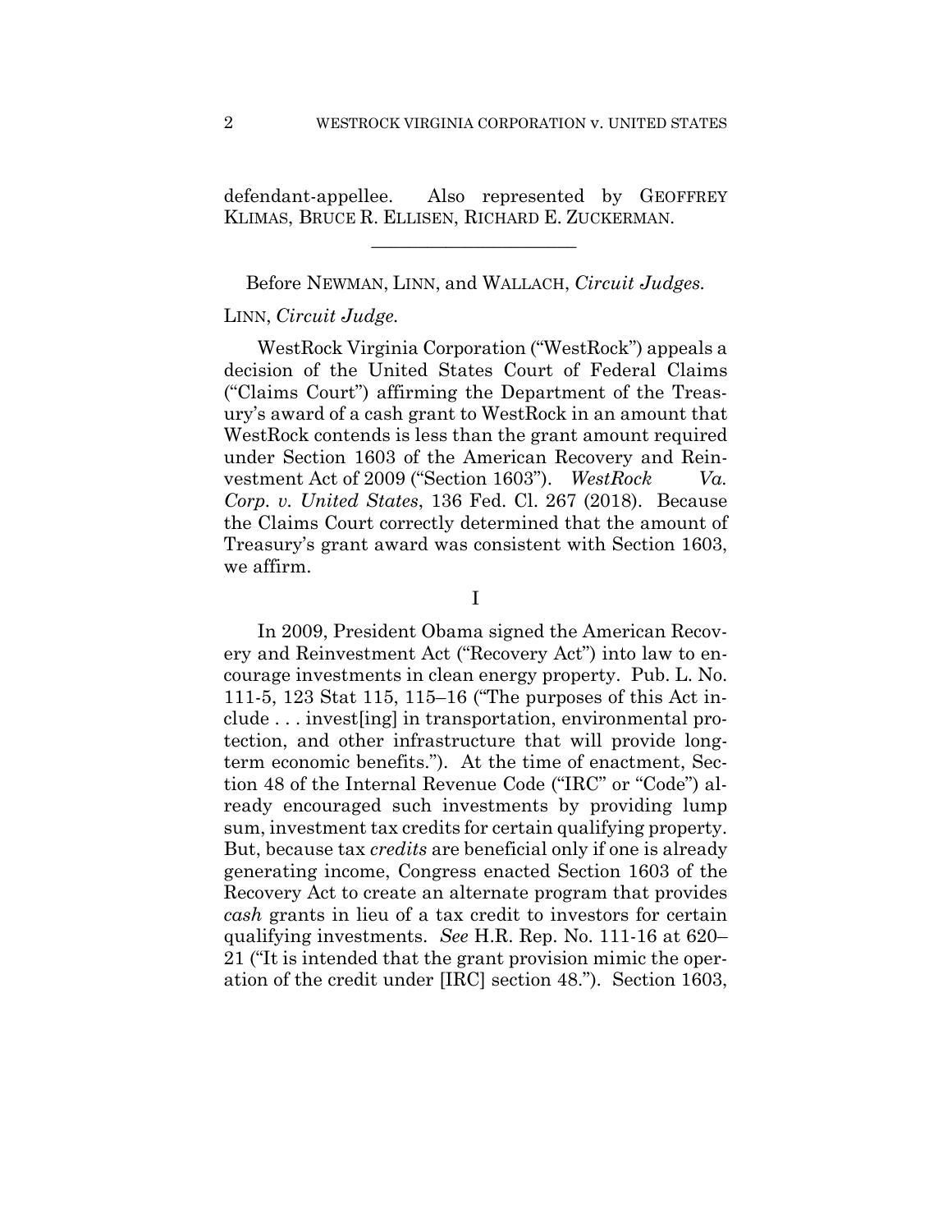defendant-appellee. Also represented by GEOFFREY KLIMAS, BRUCE R. ELLISEN, RICHARD E. ZUCKERMAN.

---

Before NEWMAN, LINN, and WALLACH, *Circuit Judges.*

LINN, *Circuit Judge.*

WestRock Virginia Corporation ("WestRock") appeals a decision of the United States Court of Federal Claims ("Claims Court") affirming the Department of the Treasury's award of a cash grant to WestRock in an amount that WestRock contends is less than the grant amount required under Section 1603 of the American Recovery and Reinvestment Act of 2009 ("Section 1603"). *WestRock Va. Corp. v. United States*, 136 Fed. Cl. 267 (2018). Because the Claims Court correctly determined that the amount of Treasury's grant award was consistent with Section 1603, we affirm.

I

In 2009, President Obama signed the American Recovery and Reinvestment Act ("Recovery Act") into law to encourage investments in clean energy property. Pub. L. No. 111-5, 123 Stat 115, 115–16 ("The purposes of this Act include . . . invest[ing] in transportation, environmental protection, and other infrastructure that will provide long-term economic benefits."). At the time of enactment, Section 48 of the Internal Revenue Code ("IRC" or "Code") already encouraged such investments by providing lump sum, investment tax credits for certain qualifying property. But, because tax *credits* are beneficial only if one is already generating income, Congress enacted Section 1603 of the Recovery Act to create an alternate program that provides *cash* grants in lieu of a tax credit to investors for certain qualifying investments. *See* H.R. Rep. No. 111-16 at 620–21 ("It is intended that the grant provision mimic the operation of the credit under [IRC] section 48."). Section 1603,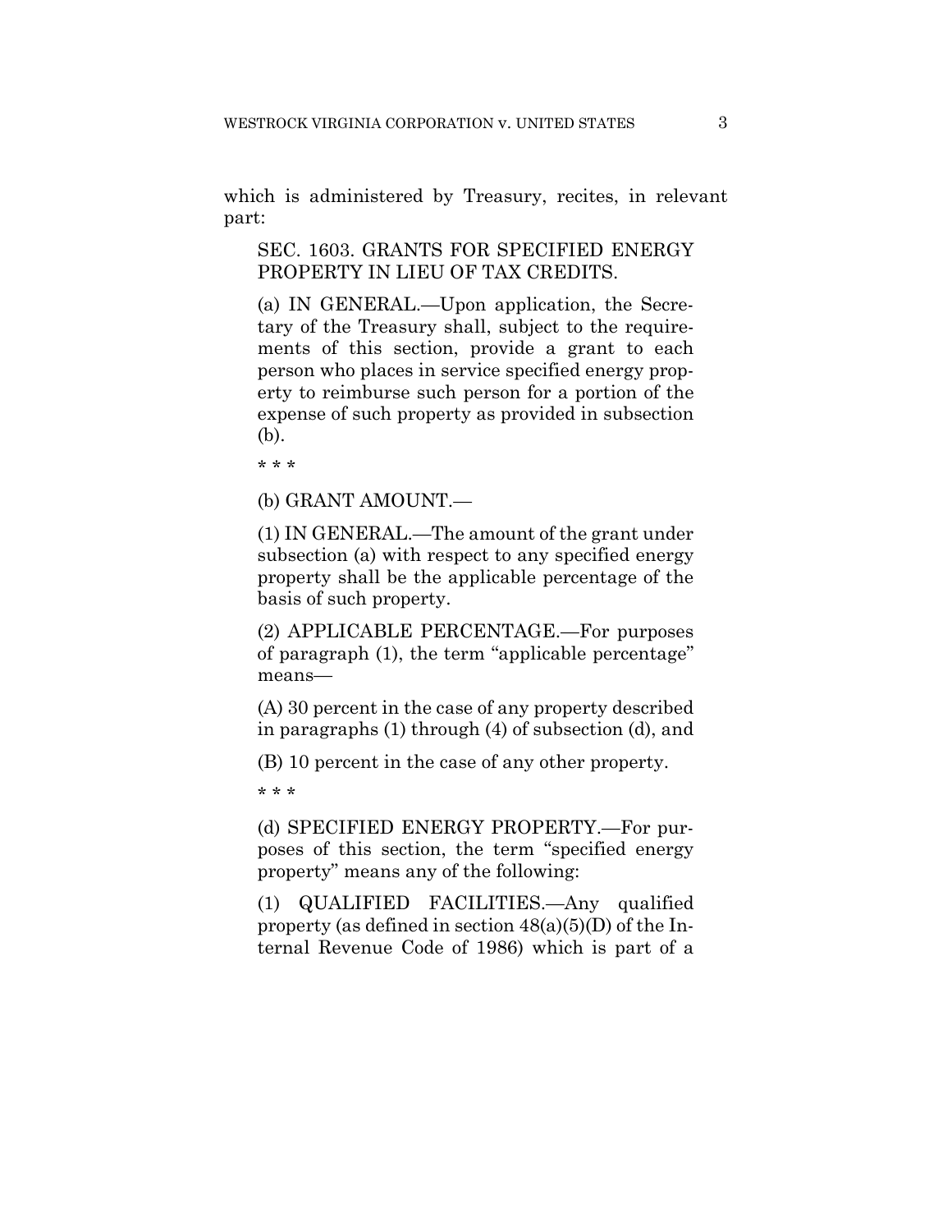which is administered by Treasury, recites, in relevant part:

> SEC. 1603. GRANTS FOR SPECIFIED ENERGY PROPERTY IN LIEU OF TAX CREDITS.
>
> (a) IN GENERAL.—Upon application, the Secretary of the Treasury shall, subject to the requirements of this section, provide a grant to each person who places in service specified energy property to reimburse such person for a portion of the expense of such property as provided in subsection (b).
>
> \* \* \*
>
> (b) GRANT AMOUNT.—
>
> (1) IN GENERAL.—The amount of the grant under subsection (a) with respect to any specified energy property shall be the applicable percentage of the basis of such property.
>
> (2) APPLICABLE PERCENTAGE.—For purposes of paragraph (1), the term "applicable percentage" means—
>
> (A) 30 percent in the case of any property described in paragraphs (1) through (4) of subsection (d), and
>
> (B) 10 percent in the case of any other property.
>
> \* \* \*
>
> (d) SPECIFIED ENERGY PROPERTY.—For purposes of this section, the term "specified energy property" means any of the following:
>
> (1) QUALIFIED FACILITIES.—Any qualified property (as defined in section 48(a)(5)(D) of the Internal Revenue Code of 1986) which is part of a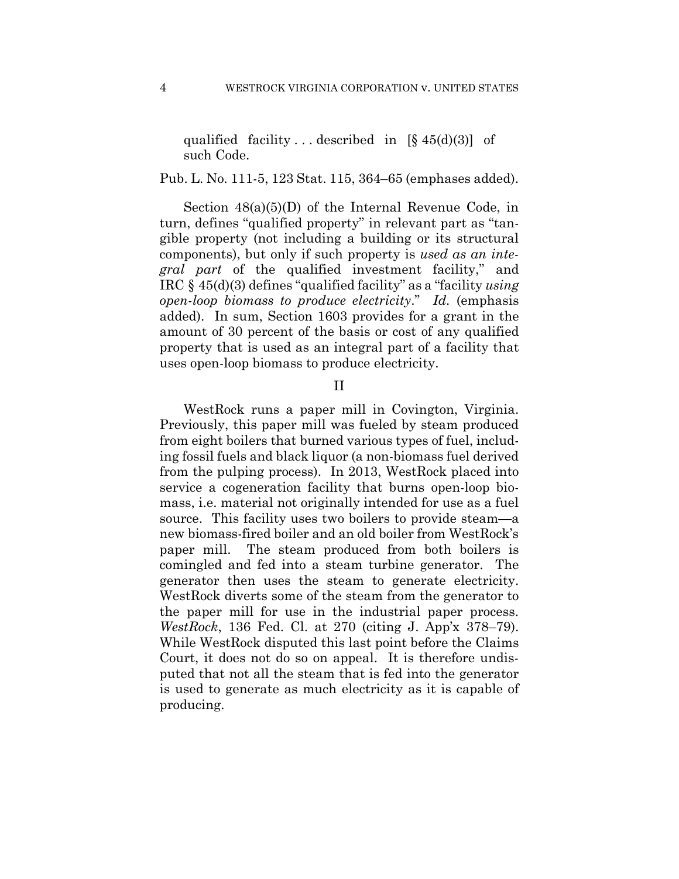qualified facility . . . described in [§ 45(d)(3)] of such Code.

Pub. L. No. 111-5, 123 Stat. 115, 364–65 (emphases added).

Section 48(a)(5)(D) of the Internal Revenue Code, in turn, defines "qualified property" in relevant part as "tangible property (not including a building or its structural components), but only if such property is *used as an integral part* of the qualified investment facility," and IRC § 45(d)(3) defines "qualified facility" as a "facility *using open-loop biomass to produce electricity*." *Id.* (emphasis added). In sum, Section 1603 provides for a grant in the amount of 30 percent of the basis or cost of any qualified property that is used as an integral part of a facility that uses open-loop biomass to produce electricity.

## II

WestRock runs a paper mill in Covington, Virginia. Previously, this paper mill was fueled by steam produced from eight boilers that burned various types of fuel, including fossil fuels and black liquor (a non-biomass fuel derived from the pulping process). In 2013, WestRock placed into service a cogeneration facility that burns open-loop biomass, i.e. material not originally intended for use as a fuel source. This facility uses two boilers to provide steam—a new biomass-fired boiler and an old boiler from WestRock's paper mill. The steam produced from both boilers is comingled and fed into a steam turbine generator. The generator then uses the steam to generate electricity. WestRock diverts some of the steam from the generator to the paper mill for use in the industrial paper process. *WestRock*, 136 Fed. Cl. at 270 (citing J. App'x 378–79). While WestRock disputed this last point before the Claims Court, it does not do so on appeal. It is therefore undisputed that not all the steam that is fed into the generator is used to generate as much electricity as it is capable of producing.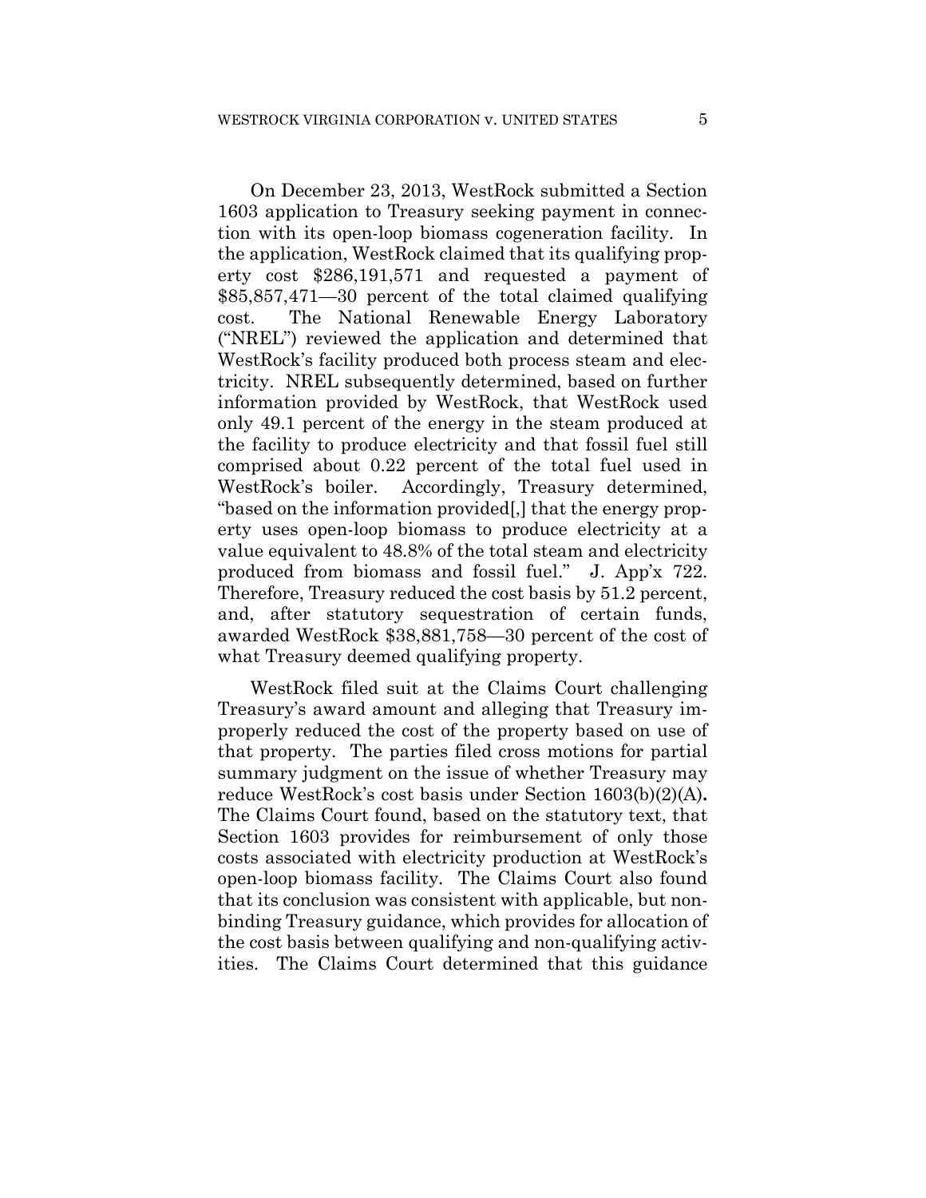On December 23, 2013, WestRock submitted a Section 1603 application to Treasury seeking payment in connection with its open-loop biomass cogeneration facility. In the application, WestRock claimed that its qualifying property cost $286,191,571 and requested a payment of $85,857,471—30 percent of the total claimed qualifying cost. The National Renewable Energy Laboratory ("NREL") reviewed the application and determined that WestRock's facility produced both process steam and electricity. NREL subsequently determined, based on further information provided by WestRock, that WestRock used only 49.1 percent of the energy in the steam produced at the facility to produce electricity and that fossil fuel still comprised about 0.22 percent of the total fuel used in WestRock's boiler. Accordingly, Treasury determined, "based on the information provided[,] that the energy property uses open-loop biomass to produce electricity at a value equivalent to 48.8% of the total steam and electricity produced from biomass and fossil fuel." J. App'x 722. Therefore, Treasury reduced the cost basis by 51.2 percent, and, after statutory sequestration of certain funds, awarded WestRock $38,881,758—30 percent of the cost of what Treasury deemed qualifying property.

WestRock filed suit at the Claims Court challenging Treasury's award amount and alleging that Treasury improperly reduced the cost of the property based on use of that property. The parties filed cross motions for partial summary judgment on the issue of whether Treasury may reduce WestRock's cost basis under Section 1603(b)(2)(A)**.** The Claims Court found, based on the statutory text, that Section 1603 provides for reimbursement of only those costs associated with electricity production at WestRock's open-loop biomass facility. The Claims Court also found that its conclusion was consistent with applicable, but nonbinding Treasury guidance, which provides for allocation of the cost basis between qualifying and non-qualifying activities. The Claims Court determined that this guidance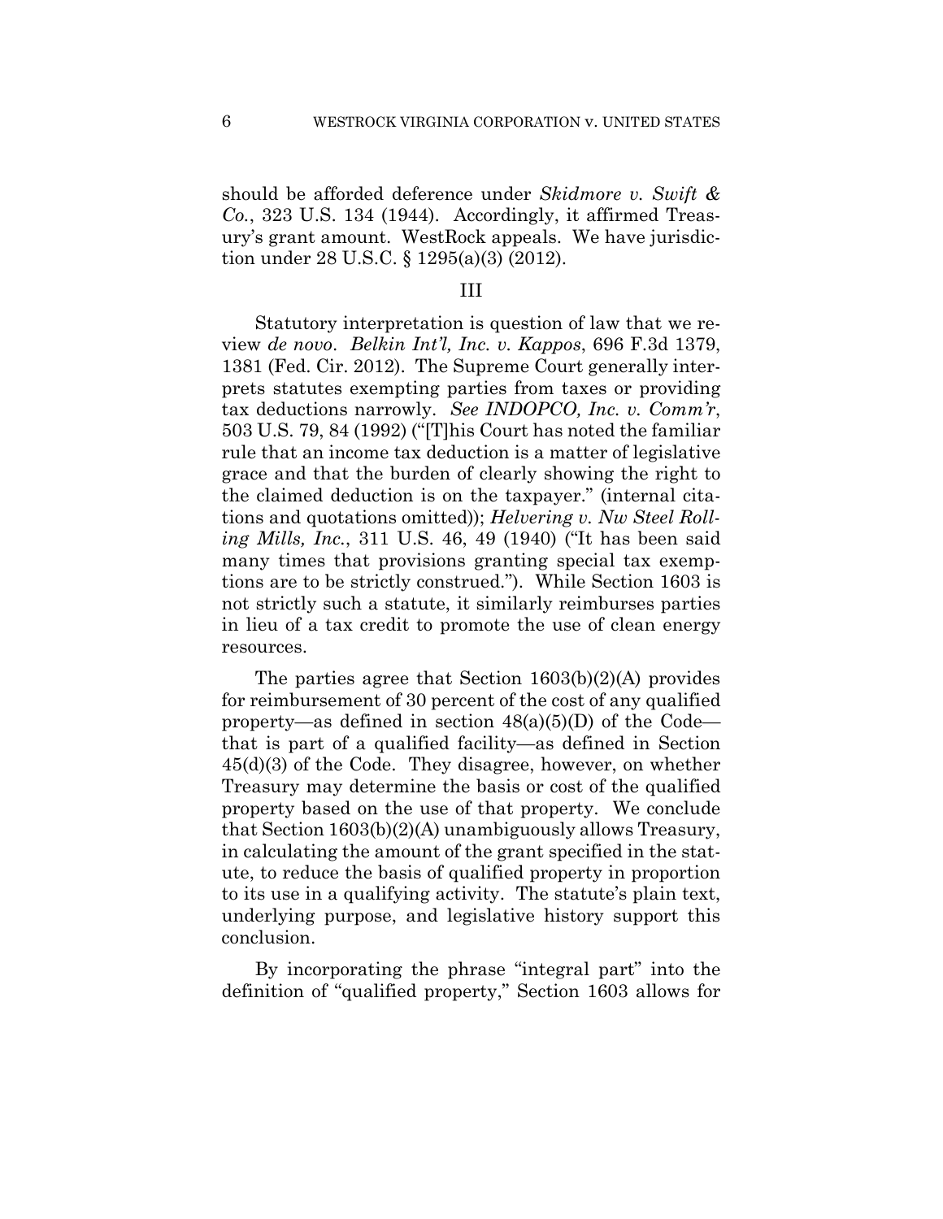should be afforded deference under *Skidmore v. Swift & Co.*, 323 U.S. 134 (1944). Accordingly, it affirmed Treasury's grant amount. WestRock appeals. We have jurisdiction under 28 U.S.C. § 1295(a)(3) (2012).

## III

Statutory interpretation is question of law that we review *de novo*. *Belkin Int'l, Inc. v. Kappos*, 696 F.3d 1379, 1381 (Fed. Cir. 2012). The Supreme Court generally interprets statutes exempting parties from taxes or providing tax deductions narrowly. *See INDOPCO, Inc. v. Comm'r*, 503 U.S. 79, 84 (1992) ("[T]his Court has noted the familiar rule that an income tax deduction is a matter of legislative grace and that the burden of clearly showing the right to the claimed deduction is on the taxpayer." (internal citations and quotations omitted)); *Helvering v. Nw Steel Rolling Mills, Inc.*, 311 U.S. 46, 49 (1940) ("It has been said many times that provisions granting special tax exemptions are to be strictly construed."). While Section 1603 is not strictly such a statute, it similarly reimburses parties in lieu of a tax credit to promote the use of clean energy resources.

The parties agree that Section 1603(b)(2)(A) provides for reimbursement of 30 percent of the cost of any qualified property—as defined in section 48(a)(5)(D) of the Code—that is part of a qualified facility—as defined in Section 45(d)(3) of the Code. They disagree, however, on whether Treasury may determine the basis or cost of the qualified property based on the use of that property. We conclude that Section 1603(b)(2)(A) unambiguously allows Treasury, in calculating the amount of the grant specified in the statute, to reduce the basis of qualified property in proportion to its use in a qualifying activity. The statute's plain text, underlying purpose, and legislative history support this conclusion.

By incorporating the phrase "integral part" into the definition of "qualified property," Section 1603 allows for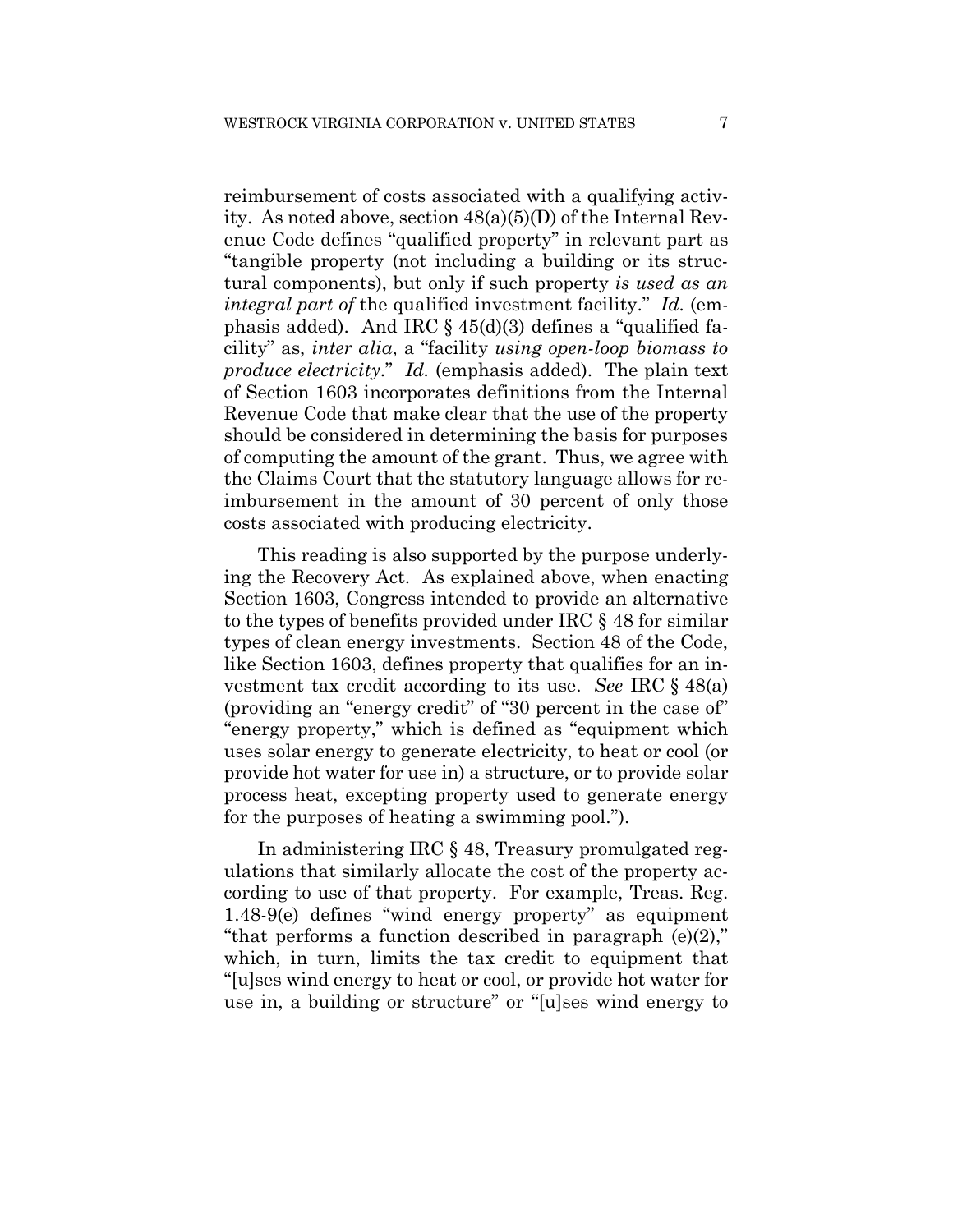reimbursement of costs associated with a qualifying activity. As noted above, section 48(a)(5)(D) of the Internal Revenue Code defines "qualified property" in relevant part as "tangible property (not including a building or its structural components), but only if such property *is used as an integral part of* the qualified investment facility." *Id.* (emphasis added). And IRC § 45(d)(3) defines a "qualified facility" as, *inter alia*, a "facility *using open-loop biomass to produce electricity*." *Id.* (emphasis added). The plain text of Section 1603 incorporates definitions from the Internal Revenue Code that make clear that the use of the property should be considered in determining the basis for purposes of computing the amount of the grant. Thus, we agree with the Claims Court that the statutory language allows for reimbursement in the amount of 30 percent of only those costs associated with producing electricity.

This reading is also supported by the purpose underlying the Recovery Act. As explained above, when enacting Section 1603, Congress intended to provide an alternative to the types of benefits provided under IRC § 48 for similar types of clean energy investments. Section 48 of the Code, like Section 1603, defines property that qualifies for an investment tax credit according to its use. *See* IRC § 48(a) (providing an "energy credit" of "30 percent in the case of" "energy property," which is defined as "equipment which uses solar energy to generate electricity, to heat or cool (or provide hot water for use in) a structure, or to provide solar process heat, excepting property used to generate energy for the purposes of heating a swimming pool.").

In administering IRC § 48, Treasury promulgated regulations that similarly allocate the cost of the property according to use of that property. For example, Treas. Reg. 1.48-9(e) defines "wind energy property" as equipment "that performs a function described in paragraph (e)(2)," which, in turn, limits the tax credit to equipment that "[u]ses wind energy to heat or cool, or provide hot water for use in, a building or structure" or "[u]ses wind energy to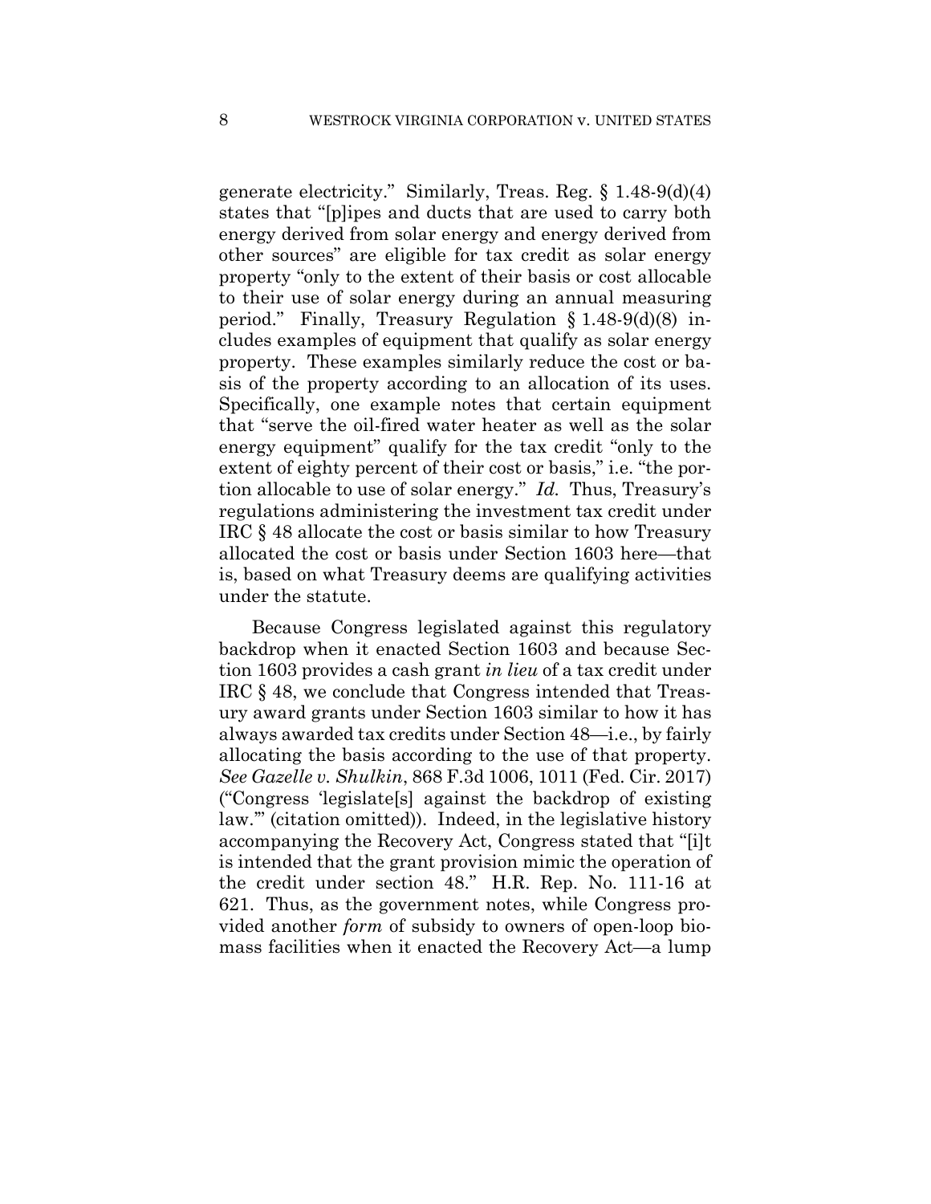generate electricity." Similarly, Treas. Reg. § 1.48-9(d)(4) states that "[p]ipes and ducts that are used to carry both energy derived from solar energy and energy derived from other sources" are eligible for tax credit as solar energy property "only to the extent of their basis or cost allocable to their use of solar energy during an annual measuring period." Finally, Treasury Regulation § 1.48-9(d)(8) includes examples of equipment that qualify as solar energy property. These examples similarly reduce the cost or basis of the property according to an allocation of its uses. Specifically, one example notes that certain equipment that "serve the oil-fired water heater as well as the solar energy equipment" qualify for the tax credit "only to the extent of eighty percent of their cost or basis," i.e. "the portion allocable to use of solar energy." *Id.* Thus, Treasury's regulations administering the investment tax credit under IRC § 48 allocate the cost or basis similar to how Treasury allocated the cost or basis under Section 1603 here—that is, based on what Treasury deems are qualifying activities under the statute.

Because Congress legislated against this regulatory backdrop when it enacted Section 1603 and because Section 1603 provides a cash grant *in lieu* of a tax credit under IRC § 48, we conclude that Congress intended that Treasury award grants under Section 1603 similar to how it has always awarded tax credits under Section 48—i.e., by fairly allocating the basis according to the use of that property. *See Gazelle v. Shulkin*, 868 F.3d 1006, 1011 (Fed. Cir. 2017) ("Congress 'legislate[s] against the backdrop of existing law.'" (citation omitted)). Indeed, in the legislative history accompanying the Recovery Act, Congress stated that "[i]t is intended that the grant provision mimic the operation of the credit under section 48." H.R. Rep. No. 111-16 at 621. Thus, as the government notes, while Congress provided another *form* of subsidy to owners of open-loop biomass facilities when it enacted the Recovery Act—a lump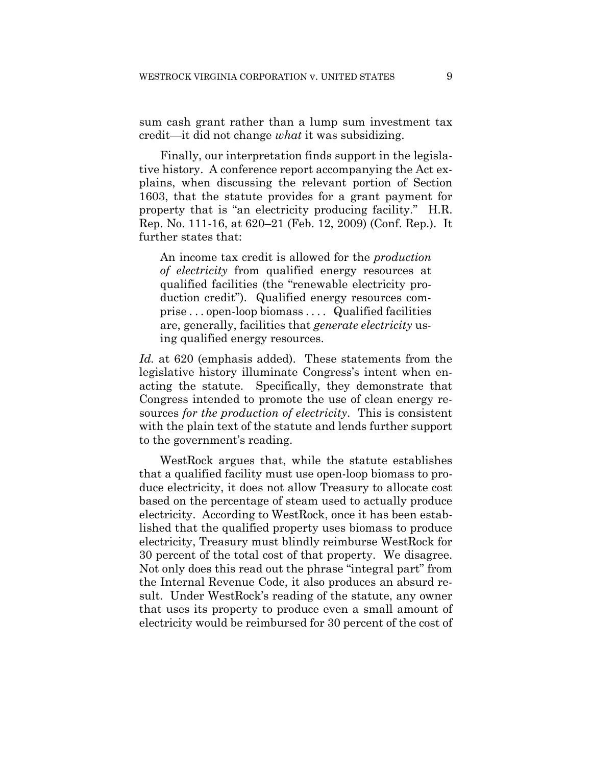sum cash grant rather than a lump sum investment tax credit—it did not change *what* it was subsidizing.

Finally, our interpretation finds support in the legislative history. A conference report accompanying the Act explains, when discussing the relevant portion of Section 1603, that the statute provides for a grant payment for property that is "an electricity producing facility." H.R. Rep. No. 111-16, at 620–21 (Feb. 12, 2009) (Conf. Rep.). It further states that:

> An income tax credit is allowed for the *production of electricity* from qualified energy resources at qualified facilities (the "renewable electricity production credit"). Qualified energy resources comprise . . . open-loop biomass . . . . Qualified facilities are, generally, facilities that *generate electricity* using qualified energy resources.

*Id.* at 620 (emphasis added). These statements from the legislative history illuminate Congress's intent when enacting the statute. Specifically, they demonstrate that Congress intended to promote the use of clean energy resources *for the production of electricity*. This is consistent with the plain text of the statute and lends further support to the government's reading.

WestRock argues that, while the statute establishes that a qualified facility must use open-loop biomass to produce electricity, it does not allow Treasury to allocate cost based on the percentage of steam used to actually produce electricity. According to WestRock, once it has been established that the qualified property uses biomass to produce electricity, Treasury must blindly reimburse WestRock for 30 percent of the total cost of that property. We disagree. Not only does this read out the phrase "integral part" from the Internal Revenue Code, it also produces an absurd result. Under WestRock's reading of the statute, any owner that uses its property to produce even a small amount of electricity would be reimbursed for 30 percent of the cost of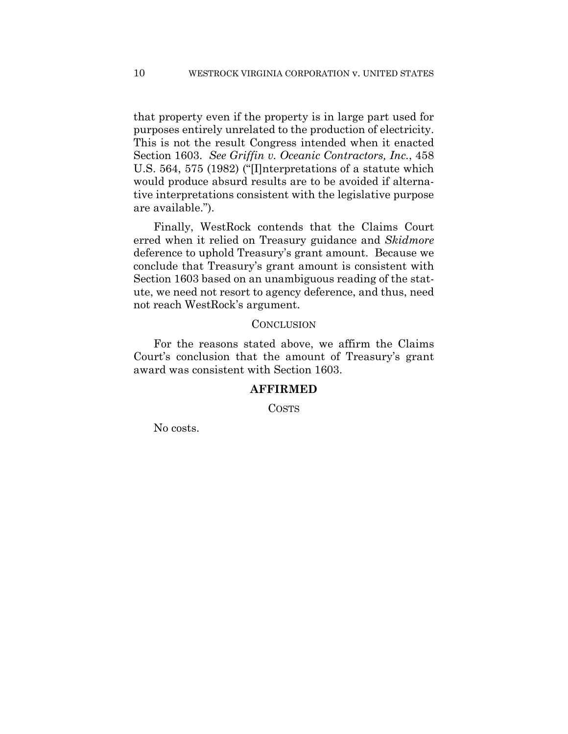that property even if the property is in large part used for purposes entirely unrelated to the production of electricity. This is not the result Congress intended when it enacted Section 1603. *See Griffin v. Oceanic Contractors, Inc.*, 458 U.S. 564, 575 (1982) ("[I]nterpretations of a statute which would produce absurd results are to be avoided if alternative interpretations consistent with the legislative purpose are available.").

Finally, WestRock contends that the Claims Court erred when it relied on Treasury guidance and *Skidmore* deference to uphold Treasury's grant amount. Because we conclude that Treasury's grant amount is consistent with Section 1603 based on an unambiguous reading of the statute, we need not resort to agency deference, and thus, need not reach WestRock's argument.

## CONCLUSION

For the reasons stated above, we affirm the Claims Court's conclusion that the amount of Treasury's grant award was consistent with Section 1603.

## AFFIRMED

## COSTS

No costs.